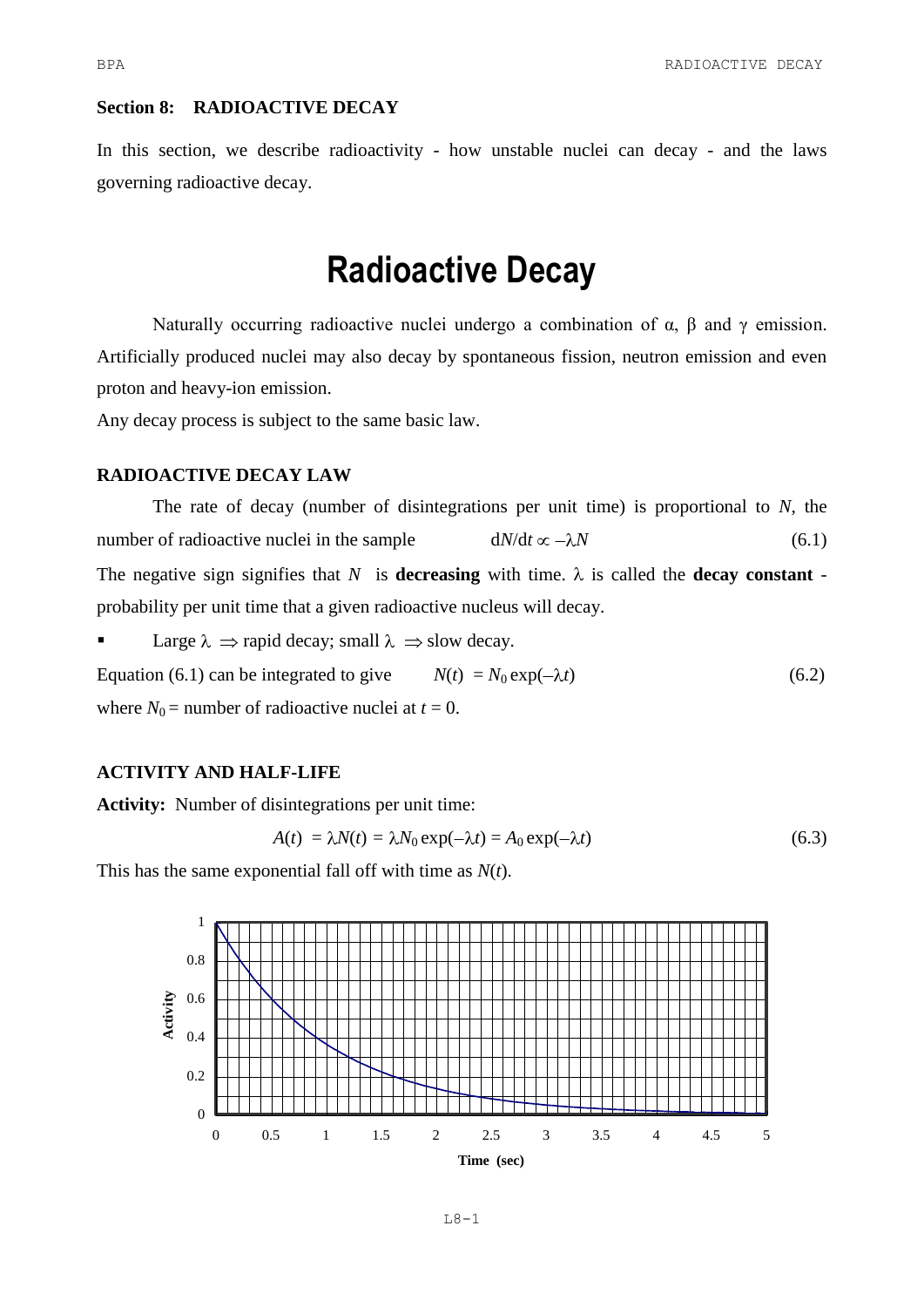**Section 8: RADIOACTIVE DECAY**

In this section, we describe radioactivity - how unstable nuclei can decay - and the laws governing radioactive decay.

# Radioactive Decay

Naturally occurring radioactive nuclei undergo a combination of α, β and γ emission. Artificially produced nuclei may also decay by spontaneous fission, neutron emission and even proton and heavy-ion emission.

Any decay process is subject to the same basic law.

### RADIOACTIVE DECAY LAW

The rate of decay (number of disintegrations per unit time) is proportional to $N$, the number of radioactive nuclei in the sample $\quad dN/dt \propto -\lambda N \quad$ (6.1)

The negative sign signifies that $N$ is **decreasing** with time. $\lambda$ is called the **decay constant** - probability per unit time that a given radioactive nucleus will decay.

- Large $\lambda \Rightarrow$ rapid decay; small $\lambda \Rightarrow$ slow decay.

Equation (6.1) can be integrated to give $\quad N(t) = N_0 \exp(-\lambda t) \quad$ (6.2)

where $N_0$ = number of radioactive nuclei at $t = 0$.

### ACTIVITY AND HALF-LIFE

**Activity:** Number of disintegrations per unit time:

$$A(t) = \lambda N(t) = \lambda N_0 \exp(-\lambda t) = A_0 \exp(-\lambda t) \qquad (6.3)$$

This has the same exponential fall off with time as $N(t)$.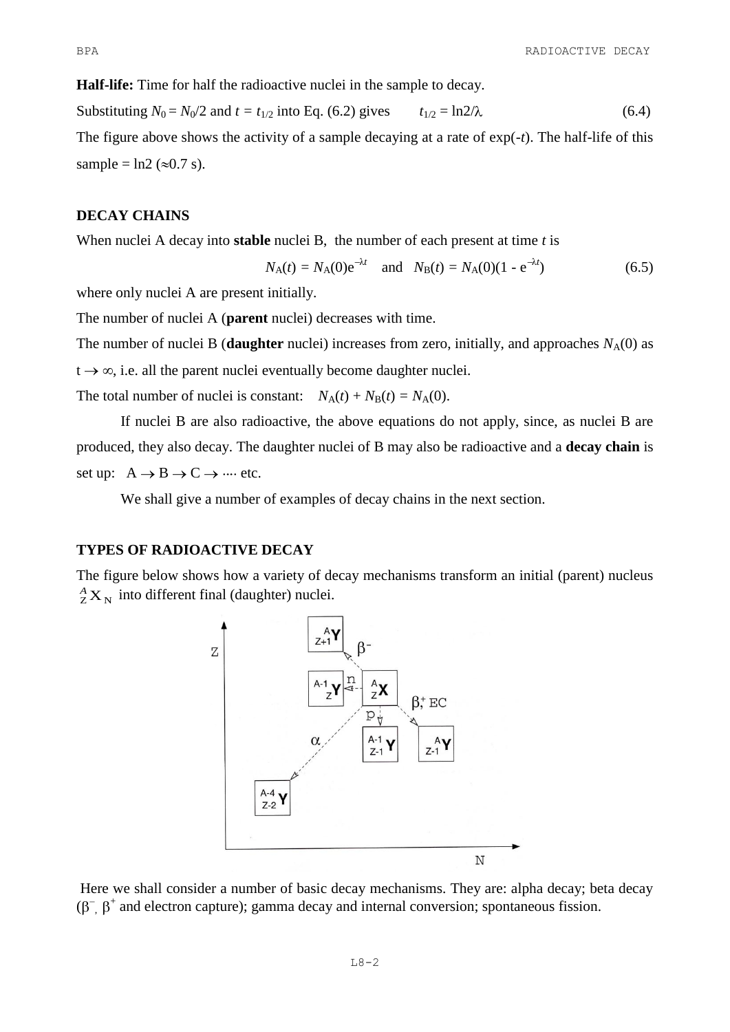**Half-life:** Time for half the radioactive nuclei in the sample to decay.

Substituting $N_0 = N_0/2$ and $t = t_{1/2}$ into Eq. (6.2) gives $\quad t_{1/2} = \ln 2/\lambda \quad$ (6.4)

The figure above shows the activity of a sample decaying at a rate of exp($-t$). The half-life of this sample = ln2 ($\approx$0.7 s).

## DECAY CHAINS

When nuclei A decay into **stable** nuclei B, the number of each present at time $t$ is

$$N_A(t) = N_A(0)e^{-\lambda t} \quad \text{and} \quad N_B(t) = N_A(0)(1 - e^{-\lambda t}) \qquad (6.5)$$

where only nuclei A are present initially.

The number of nuclei A (**parent** nuclei) decreases with time.

The number of nuclei B (**daughter** nuclei) increases from zero, initially, and approaches $N_A(0)$ as $t \to \infty$, i.e. all the parent nuclei eventually become daughter nuclei.

The total number of nuclei is constant: $\quad N_A(t) + N_B(t) = N_A(0)$.

If nuclei B are also radioactive, the above equations do not apply, since, as nuclei B are produced, they also decay. The daughter nuclei of B may also be radioactive and a **decay chain** is set up: $\;A \to B \to C \to \cdots$ etc.

We shall give a number of examples of decay chains in the next section.

## TYPES OF RADIOACTIVE DECAY

The figure below shows how a variety of decay mechanisms transform an initial (parent) nucleus ${}^{A}_{Z}X_{N}$ into different final (daughter) nuclei.

Here we shall consider a number of basic decay mechanisms. They are: alpha decay; beta decay ($\beta^-$, $\beta^+$ and electron capture); gamma decay and internal conversion; spontaneous fission.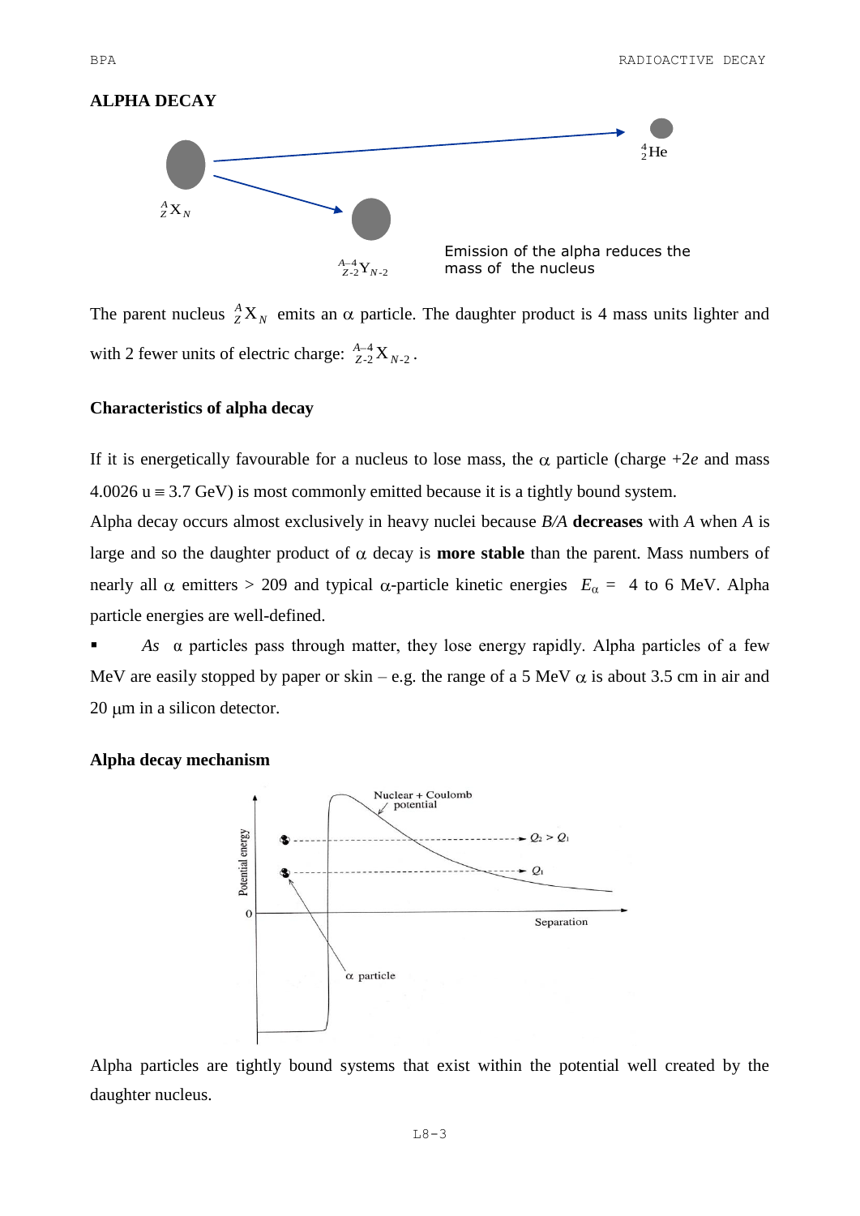## ALPHA DECAY

Emission of the alpha reduces the mass of the nucleus

The parent nucleus ${}^{A}_{Z}X_{N}$ emits an $\alpha$ particle. The daughter product is 4 mass units lighter and with 2 fewer units of electric charge: ${}^{A-4}_{Z-2}X_{N-2}$.

### Characteristics of alpha decay

If it is energetically favourable for a nucleus to lose mass, the $\alpha$ particle (charge $+2e$ and mass 4.0026 u $\equiv$ 3.7 GeV) is most commonly emitted because it is a tightly bound system.

Alpha decay occurs almost exclusively in heavy nuclei because $B/A$ **decreases** with $A$ when $A$ is large and so the daughter product of $\alpha$ decay is **more stable** than the parent. Mass numbers of nearly all $\alpha$ emitters > 209 and typical $\alpha$-particle kinetic energies $E_\alpha$ = 4 to 6 MeV. Alpha particle energies are well-defined.

- *As* $\alpha$ particles pass through matter, they lose energy rapidly. Alpha particles of a few MeV are easily stopped by paper or skin – e.g. the range of a 5 MeV $\alpha$ is about 3.5 cm in air and 20 $\mu$m in a silicon detector.

### Alpha decay mechanism

Alpha particles are tightly bound systems that exist within the potential well created by the daughter nucleus.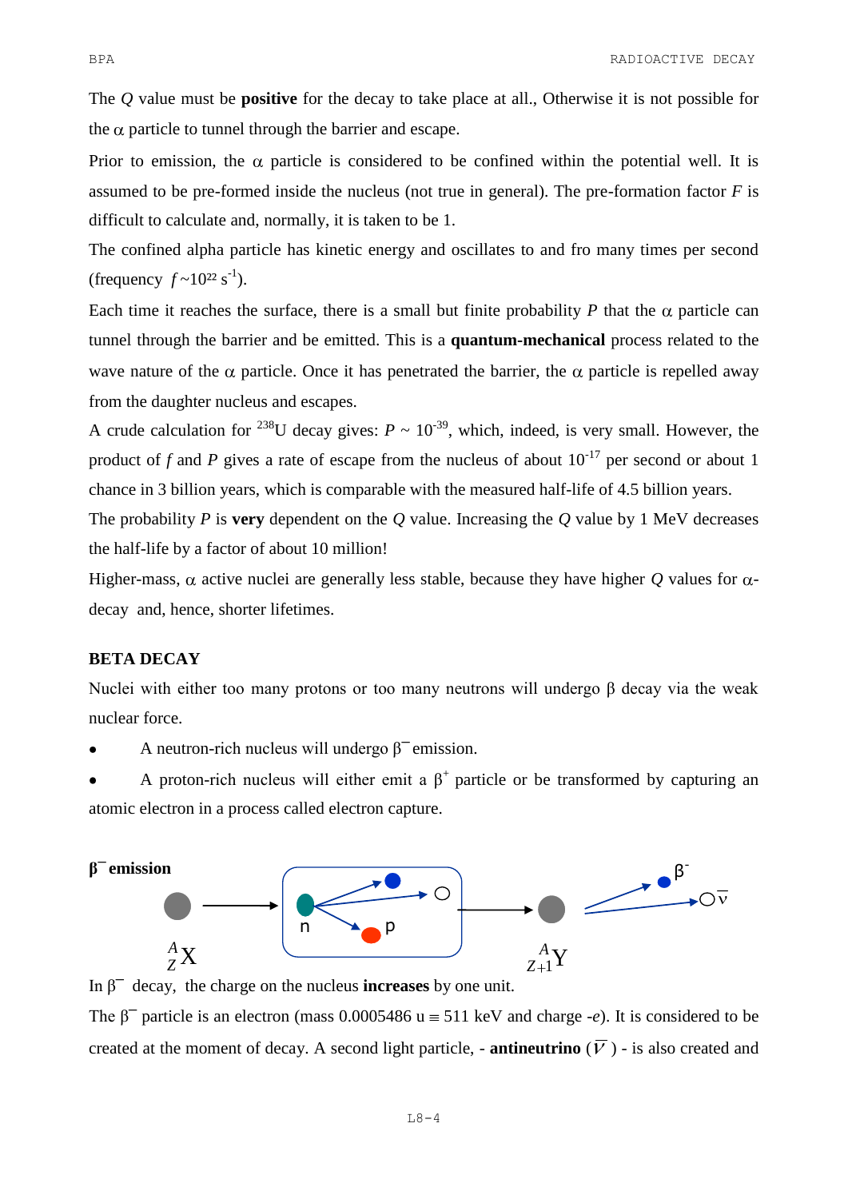The $Q$ value must be **positive** for the decay to take place at all., Otherwise it is not possible for the $\alpha$ particle to tunnel through the barrier and escape.

Prior to emission, the $\alpha$ particle is considered to be confined within the potential well. It is assumed to be pre-formed inside the nucleus (not true in general). The pre-formation factor $F$ is difficult to calculate and, normally, it is taken to be 1.

The confined alpha particle has kinetic energy and oscillates to and fro many times per second (frequency $f \sim 10^{22}$ s$^{-1}$).

Each time it reaches the surface, there is a small but finite probability $P$ that the $\alpha$ particle can tunnel through the barrier and be emitted. This is a **quantum-mechanical** process related to the wave nature of the $\alpha$ particle. Once it has penetrated the barrier, the $\alpha$ particle is repelled away from the daughter nucleus and escapes.

A crude calculation for $^{238}$U decay gives: $P \sim 10^{-39}$, which, indeed, is very small. However, the product of $f$ and $P$ gives a rate of escape from the nucleus of about $10^{-17}$ per second or about 1 chance in 3 billion years, which is comparable with the measured half-life of 4.5 billion years.

The probability $P$ is **very** dependent on the $Q$ value. Increasing the $Q$ value by 1 MeV decreases the half-life by a factor of about 10 million!

Higher-mass, $\alpha$ active nuclei are generally less stable, because they have higher $Q$ values for $\alpha$-decay and, hence, shorter lifetimes.

## BETA DECAY

Nuclei with either too many protons or too many neutrons will undergo $\beta$ decay via the weak nuclear force.

- A neutron-rich nucleus will undergo $\beta^-$ emission.
- A proton-rich nucleus will either emit a $\beta^+$ particle or be transformed by capturing an atomic electron in a process called electron capture.

**$\beta^-$ emission**

$^{A}_{Z}X$ → [n → p + $\beta^-$ + $\bar{\nu}$] → $^{A}_{Z+1}Y$ + $\beta^-$ + $\bar{\nu}$

In $\beta^-$ decay, the charge on the nucleus **increases** by one unit.

The $\beta^-$ particle is an electron (mass 0.0005486 u $\equiv$ 511 keV and charge $-e$). It is considered to be created at the moment of decay. A second light particle, - **antineutrino** ($\bar{\nu}$) - is also created and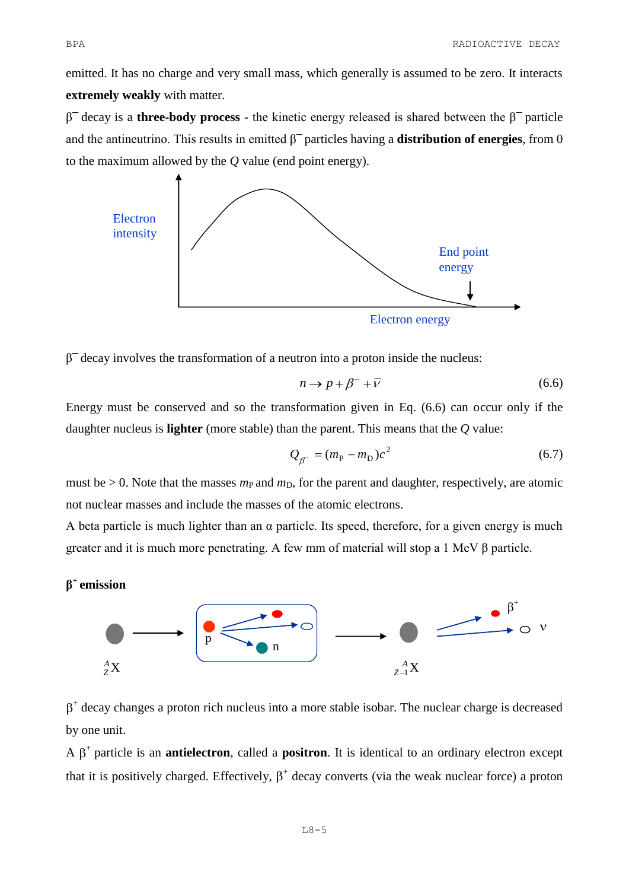emitted. It has no charge and very small mass, which generally is assumed to be zero. It interacts **extremely weakly** with matter.

$\beta^-$ decay is a **three-body process** - the kinetic energy released is shared between the $\beta^-$ particle and the antineutrino. This results in emitted $\beta^-$ particles having a **distribution of energies**, from 0 to the maximum allowed by the $Q$ value (end point energy).

$\beta^-$ decay involves the transformation of a neutron into a proton inside the nucleus:

$$n \rightarrow p + \beta^- + \bar{\nu} \tag{6.6}$$

Energy must be conserved and so the transformation given in Eq. (6.6) can occur only if the daughter nucleus is **lighter** (more stable) than the parent. This means that the $Q$ value:

$$Q_{\beta^-} = (m_P - m_D)c^2 \tag{6.7}$$

must be > 0. Note that the masses $m_P$ and $m_D$, for the parent and daughter, respectively, are atomic not nuclear masses and include the masses of the atomic electrons.

A beta particle is much lighter than an α particle. Its speed, therefore, for a given energy is much greater and it is much more penetrating. A few mm of material will stop a 1 MeV β particle.

**$\beta^+$ emission**

$\beta^+$ decay changes a proton rich nucleus into a more stable isobar. The nuclear charge is decreased by one unit.

A $\beta^+$ particle is an **antielectron**, called a **positron**. It is identical to an ordinary electron except that it is positively charged. Effectively, $\beta^+$ decay converts (via the weak nuclear force) a proton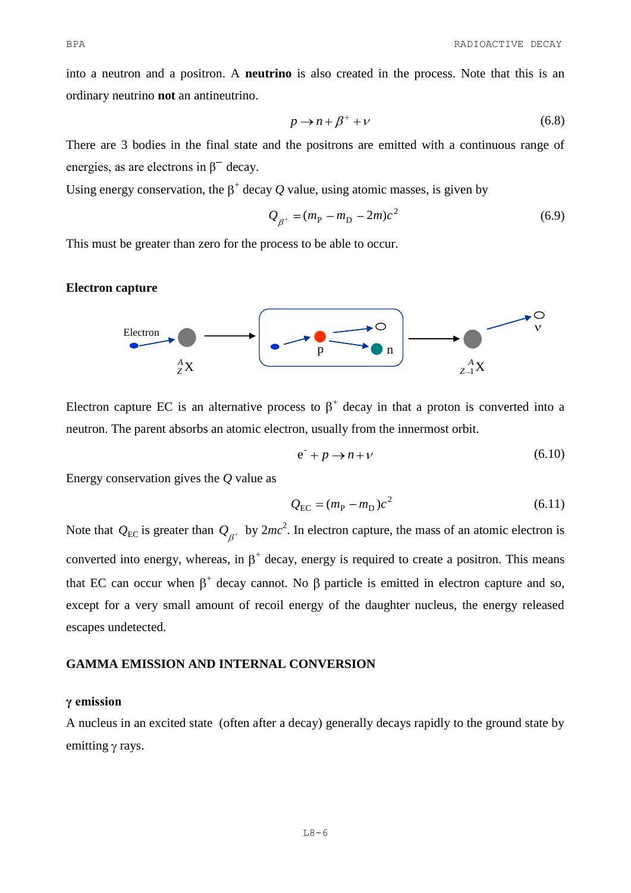into a neutron and a positron. A **neutrino** is also created in the process. Note that this is an ordinary neutrino **not** an antineutrino.

$$p \rightarrow n + \beta^+ + \nu \tag{6.8}$$

There are 3 bodies in the final state and the positrons are emitted with a continuous range of energies, as are electrons in $\beta^-$ decay.

Using energy conservation, the $\beta^+$ decay $Q$ value, using atomic masses, is given by

$$Q_{\beta^+} = (m_\mathrm{P} - m_\mathrm{D} - 2m)c^2 \tag{6.9}$$

This must be greater than zero for the process to be able to occur.

### Electron capture

Electron capture EC is an alternative process to $\beta^+$ decay in that a proton is converted into a neutron. The parent absorbs an atomic electron, usually from the innermost orbit.

$$\mathrm{e}^- + p \rightarrow n + \nu \tag{6.10}$$

Energy conservation gives the $Q$ value as

$$Q_\mathrm{EC} = (m_\mathrm{P} - m_\mathrm{D})c^2 \tag{6.11}$$

Note that $Q_\mathrm{EC}$ is greater than $Q_{\beta^+}$ by $2mc^2$. In electron capture, the mass of an atomic electron is converted into energy, whereas, in $\beta^+$ decay, energy is required to create a positron. This means that EC can occur when $\beta^+$ decay cannot. No $\beta$ particle is emitted in electron capture and so, except for a very small amount of recoil energy of the daughter nucleus, the energy released escapes undetected.

## GAMMA EMISSION AND INTERNAL CONVERSION

### γ emission

A nucleus in an excited state (often after a decay) generally decays rapidly to the ground state by emitting $\gamma$ rays.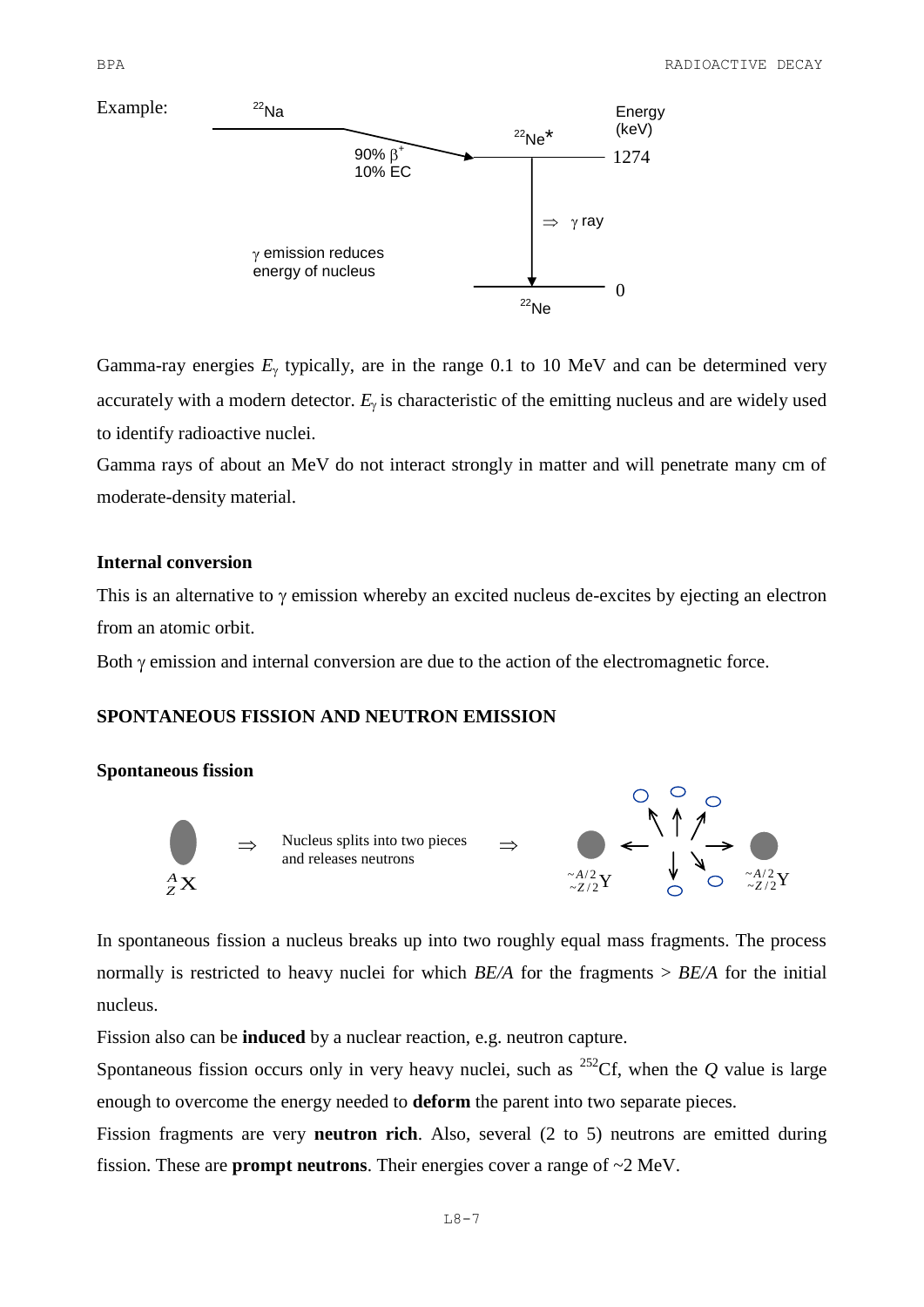Example:

$^{22}$Na → (90% $\beta^+$, 10% EC) → $^{22}$Ne* (1274 keV) → $\gamma$ ray → $^{22}$Ne (0)

$\gamma$ emission reduces energy of nucleus

Gamma-ray energies $E_\gamma$ typically, are in the range 0.1 to 10 MeV and can be determined very accurately with a modern detector. $E_\gamma$ is characteristic of the emitting nucleus and are widely used to identify radioactive nuclei.

Gamma rays of about an MeV do not interact strongly in matter and will penetrate many cm of moderate-density material.

### Internal conversion

This is an alternative to $\gamma$ emission whereby an excited nucleus de-excites by ejecting an electron from an atomic orbit.

Both $\gamma$ emission and internal conversion are due to the action of the electromagnetic force.

## SPONTANEOUS FISSION AND NEUTRON EMISSION

### Spontaneous fission

$^{A}_{Z}$X ⇒ Nucleus splits into two pieces and releases neutrons ⇒ $^{\sim A/2}_{\sim Z/2}$Y + $^{\sim A/2}_{\sim Z/2}$Y

In spontaneous fission a nucleus breaks up into two roughly equal mass fragments. The process normally is restricted to heavy nuclei for which *BE/A* for the fragments > *BE/A* for the initial nucleus.

Fission also can be **induced** by a nuclear reaction, e.g. neutron capture.

Spontaneous fission occurs only in very heavy nuclei, such as $^{252}$Cf, when the *Q* value is large enough to overcome the energy needed to **deform** the parent into two separate pieces.

Fission fragments are very **neutron rich**. Also, several (2 to 5) neutrons are emitted during fission. These are **prompt neutrons**. Their energies cover a range of ~2 MeV.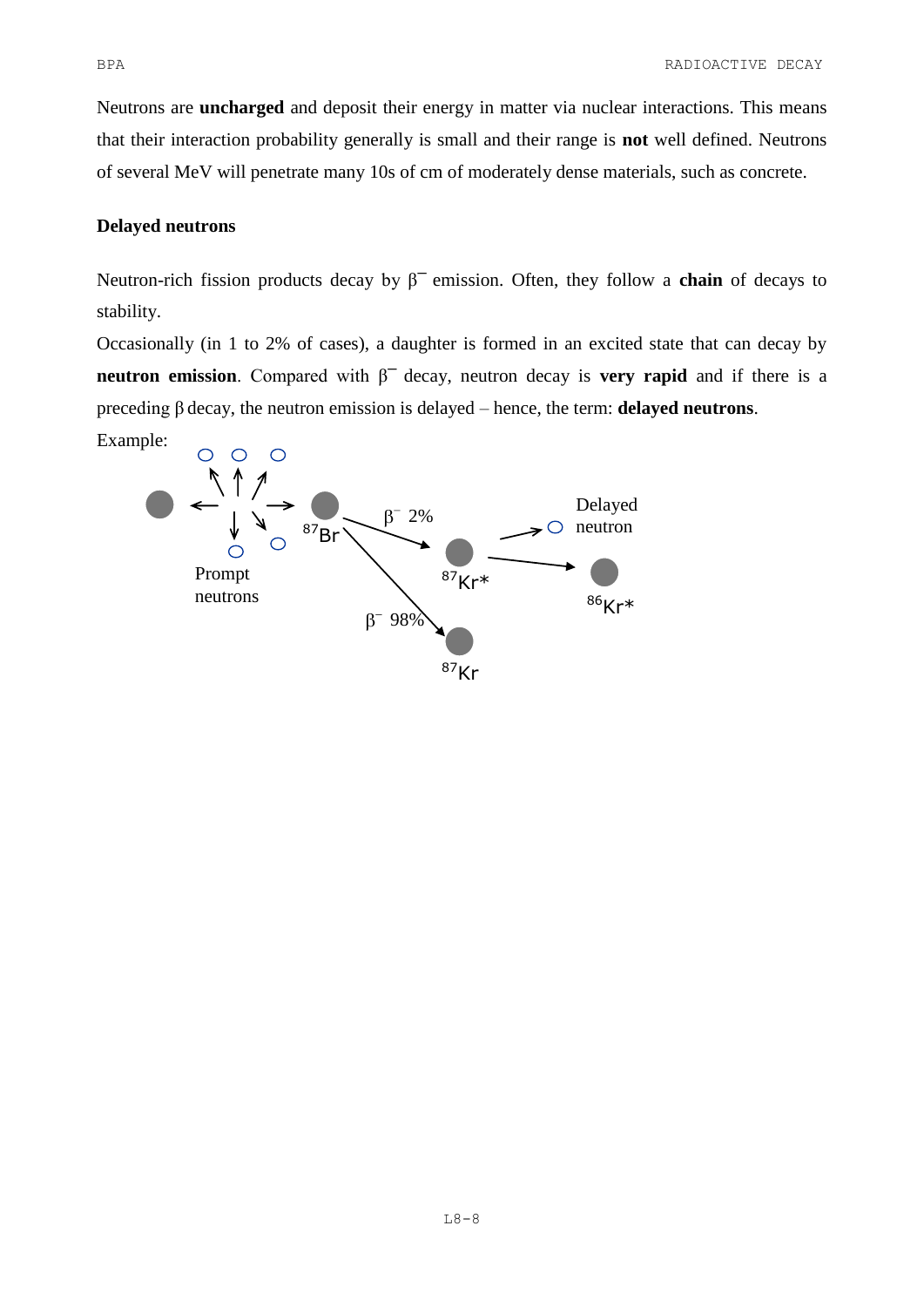Neutrons are **uncharged** and deposit their energy in matter via nuclear interactions. This means that their interaction probability generally is small and their range is **not** well defined. Neutrons of several MeV will penetrate many 10s of cm of moderately dense materials, such as concrete.

**Delayed neutrons**

Neutron-rich fission products decay by $\beta^-$ emission. Often, they follow a **chain** of decays to stability.

Occasionally (in 1 to 2% of cases), a daughter is formed in an excited state that can decay by **neutron emission**. Compared with $\beta^-$ decay, neutron decay is **very rapid** and if there is a preceding $\beta$ decay, the neutron emission is delayed – hence, the term: **delayed neutrons**.

Example:

Prompt neutrons

$^{87}Br$

$\beta^-$ 2%

$\beta^-$ 98%

$^{87}Kr^*$

$^{87}Kr$

Delayed neutron

$^{86}Kr^*$